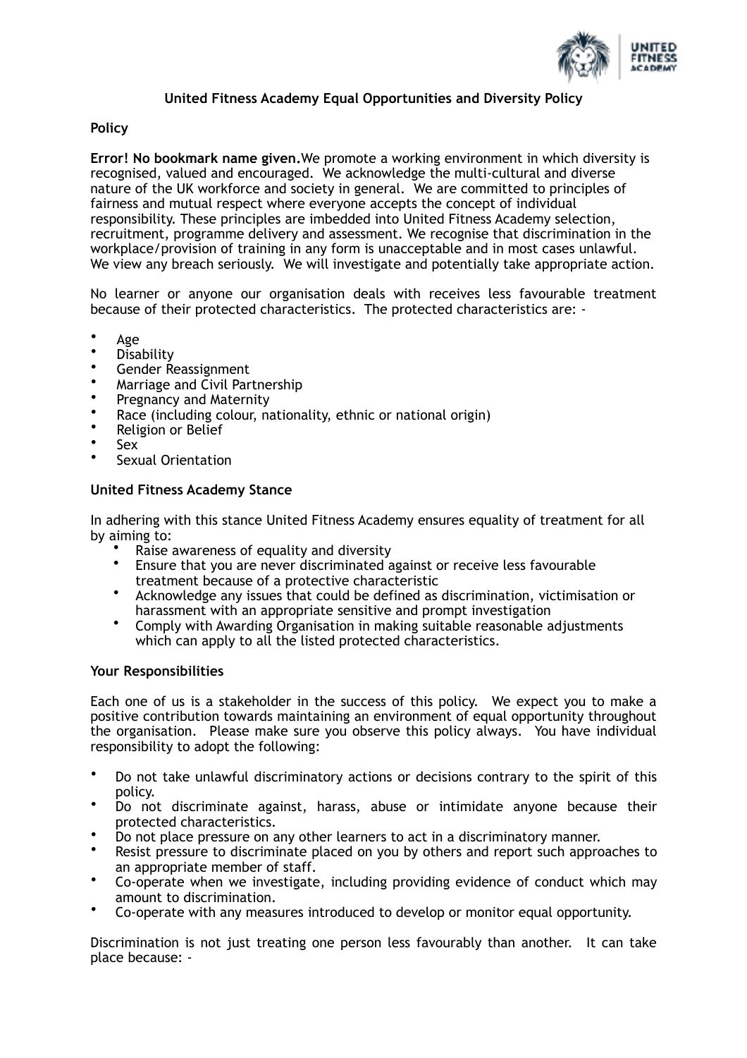**United Fitness Academy Equal Opportunities and Diversity Policy**

**Policy**

**Error! No bookmark name given.**We promote a working environment in which diversity is recognised, valued and encouraged. We acknowledge the multi-cultural and diverse nature of the UK workforce and society in general. We are committed to principles of fairness and mutual respect where everyone accepts the concept of individual responsibility. These principles are imbedded into United Fitness Academy selection, recruitment, programme delivery and assessment. We recognise that discrimination in the workplace/provision of training in any form is unacceptable and in most cases unlawful. We view any breach seriously. We will investigate and potentially take appropriate action.

No learner or anyone our organisation deals with receives less favourable treatment because of their protected characteristics. The protected characteristics are: -

- Age
- Disability
- Gender Reassignment
- Marriage and Civil Partnership
- Pregnancy and Maternity
- Race (including colour, nationality, ethnic or national origin)
- Religion or Belief
- Sex
- Sexual Orientation

**United Fitness Academy Stance**

In adhering with this stance United Fitness Academy ensures equality of treatment for all by aiming to:

- Raise awareness of equality and diversity
- Ensure that you are never discriminated against or receive less favourable treatment because of a protective characteristic
- Acknowledge any issues that could be defined as discrimination, victimisation or harassment with an appropriate sensitive and prompt investigation
- Comply with Awarding Organisation in making suitable reasonable adjustments which can apply to all the listed protected characteristics.

**Your Responsibilities**

Each one of us is a stakeholder in the success of this policy. We expect you to make a positive contribution towards maintaining an environment of equal opportunity throughout the organisation. Please make sure you observe this policy always. You have individual responsibility to adopt the following:

- Do not take unlawful discriminatory actions or decisions contrary to the spirit of this policy.
- Do not discriminate against, harass, abuse or intimidate anyone because their protected characteristics.
- Do not place pressure on any other learners to act in a discriminatory manner.
- Resist pressure to discriminate placed on you by others and report such approaches to an appropriate member of staff.
- Co-operate when we investigate, including providing evidence of conduct which may amount to discrimination.
- Co-operate with any measures introduced to develop or monitor equal opportunity.

Discrimination is not just treating one person less favourably than another. It can take place because: -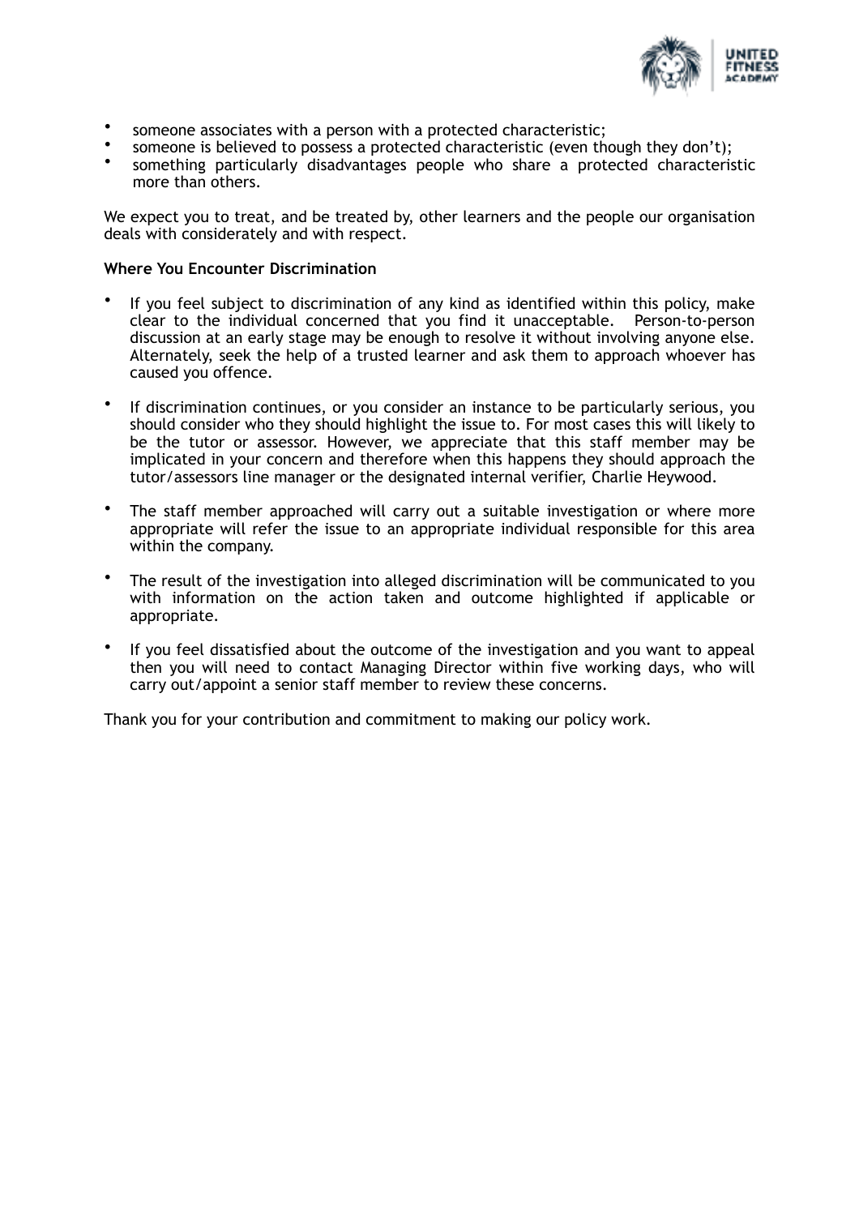- someone associates with a person with a protected characteristic;
- someone is believed to possess a protected characteristic (even though they don't);
- something particularly disadvantages people who share a protected characteristic more than others.

We expect you to treat, and be treated by, other learners and the people our organisation deals with considerately and with respect.

**Where You Encounter Discrimination**

- If you feel subject to discrimination of any kind as identified within this policy, make clear to the individual concerned that you find it unacceptable. Person-to-person discussion at an early stage may be enough to resolve it without involving anyone else. Alternately, seek the help of a trusted learner and ask them to approach whoever has caused you offence.

- If discrimination continues, or you consider an instance to be particularly serious, you should consider who they should highlight the issue to. For most cases this will likely to be the tutor or assessor. However, we appreciate that this staff member may be implicated in your concern and therefore when this happens they should approach the tutor/assessors line manager or the designated internal verifier, Charlie Heywood.

- The staff member approached will carry out a suitable investigation or where more appropriate will refer the issue to an appropriate individual responsible for this area within the company.

- The result of the investigation into alleged discrimination will be communicated to you with information on the action taken and outcome highlighted if applicable or appropriate.

- If you feel dissatisfied about the outcome of the investigation and you want to appeal then you will need to contact Managing Director within five working days, who will carry out/appoint a senior staff member to review these concerns.

Thank you for your contribution and commitment to making our policy work.